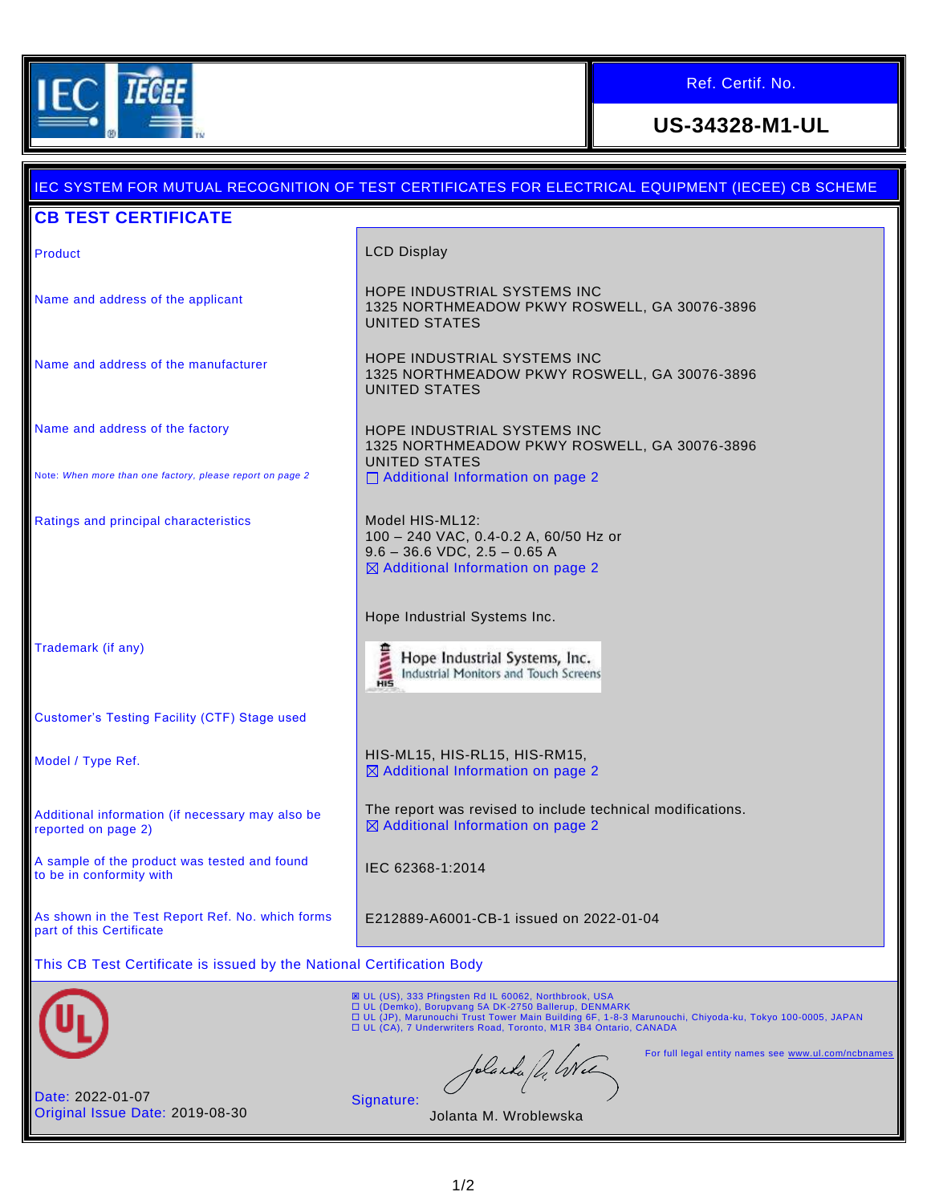**IEC IECEE**

| Ref. Certif. No. |
|---|
| **US-34328-M1-UL** |

IEC SYSTEM FOR MUTUAL RECOGNITION OF TEST CERTIFICATES FOR ELECTRICAL EQUIPMENT (IECEE) CB SCHEME

## CB TEST CERTIFICATE

| | |
|---|---|
| Product | LCD Display |
| Name and address of the applicant | HOPE INDUSTRIAL SYSTEMS INC<br>1325 NORTHMEADOW PKWY ROSWELL, GA 30076-3896<br>UNITED STATES |
| Name and address of the manufacturer | HOPE INDUSTRIAL SYSTEMS INC<br>1325 NORTHMEADOW PKWY ROSWELL, GA 30076-3896<br>UNITED STATES |
| Name and address of the factory<br><br>Note: *When more than one factory, please report on page 2* | HOPE INDUSTRIAL SYSTEMS INC<br>1325 NORTHMEADOW PKWY ROSWELL, GA 30076-3896<br>UNITED STATES<br>☐ Additional Information on page 2 |
| Ratings and principal characteristics | Model HIS-ML12:<br>100 – 240 VAC, 0.4-0.2 A, 60/50 Hz or<br>9.6 – 36.6 VDC, 2.5 – 0.65 A<br>☒ Additional Information on page 2 |
| Trademark (if any) | Hope Industrial Systems Inc.<br>Hope Industrial Systems, Inc. Industrial Monitors and Touch Screens |
| Customer's Testing Facility (CTF) Stage used | |
| Model / Type Ref. | HIS-ML15, HIS-RL15, HIS-RM15,<br>☒ Additional Information on page 2 |
| Additional information (if necessary may also be reported on page 2) | The report was revised to include technical modifications.<br>☒ Additional Information on page 2 |
| A sample of the product was tested and found to be in conformity with | IEC 62368-1:2014 |
| As shown in the Test Report Ref. No. which forms part of this Certificate | E212889-A6001-CB-1 issued on 2022-01-04 |

This CB Test Certificate is issued by the National Certification Body

☒ UL (US), 333 Pfingsten Rd IL 60062, Northbrook, USA
☐ UL (Demko), Borupvang 5A DK-2750 Ballerup, DENMARK
☐ UL (JP), Marunouchi Trust Tower Main Building 6F, 1-8-3 Marunouchi, Chiyoda-ku, Tokyo 100-0005, JAPAN
☐ UL (CA), 7 Underwriters Road, Toronto, M1R 3B4 Ontario, CANADA

For full legal entity names see www.ul.com/ncbnames

Date: 2022-01-07
Original Issue Date: 2019-08-30

Signature:
Jolanta M. Wroblewska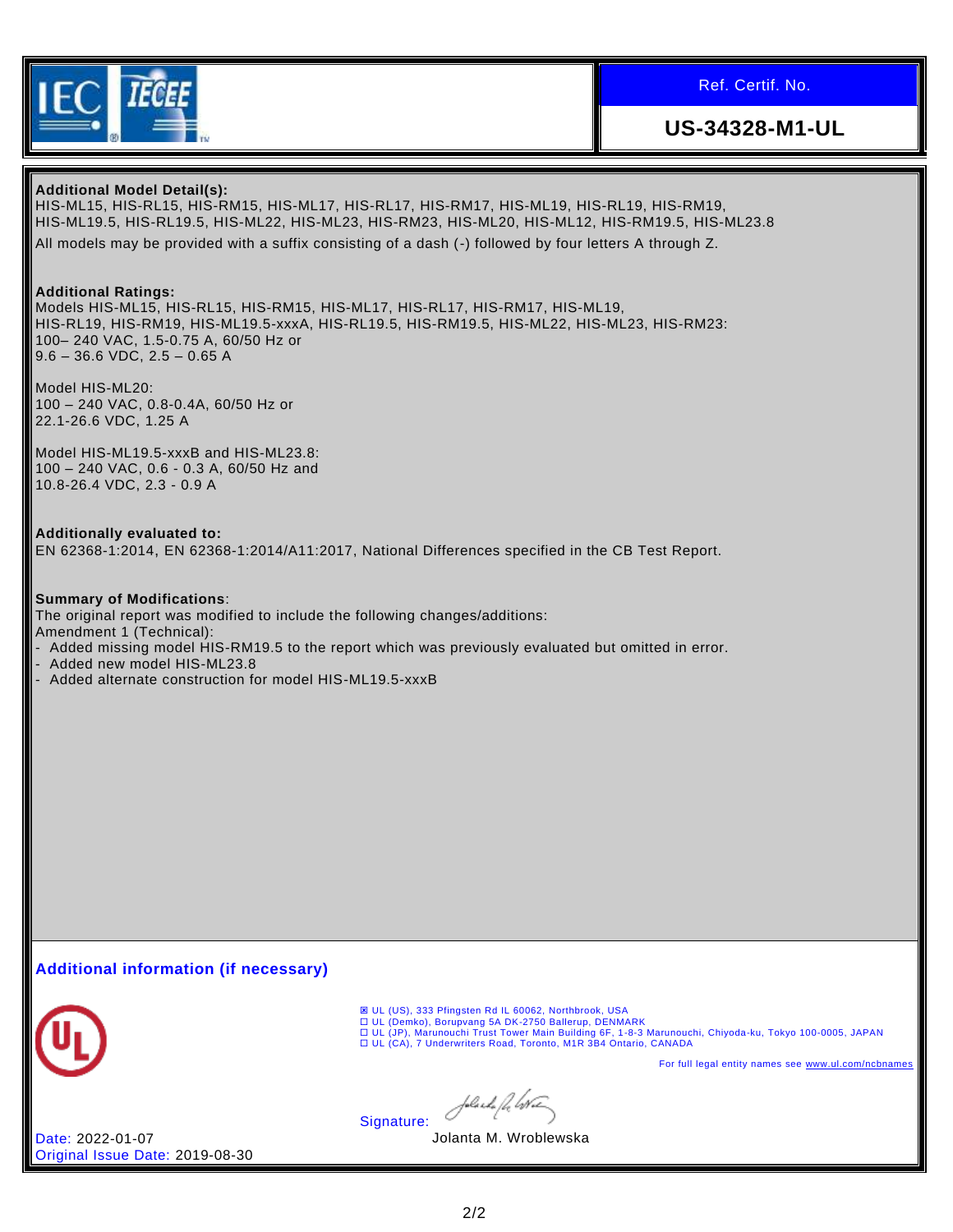Ref. Certif. No.

**US-34328-M1-UL**

**Additional Model Detail(s):**
HIS-ML15, HIS-RL15, HIS-RM15, HIS-ML17, HIS-RL17, HIS-RM17, HIS-ML19, HIS-RL19, HIS-RM19, HIS-ML19.5, HIS-RL19.5, HIS-ML22, HIS-ML23, HIS-RM23, HIS-ML20, HIS-ML12, HIS-RM19.5, HIS-ML23.8

All models may be provided with a suffix consisting of a dash (-) followed by four letters A through Z.

**Additional Ratings:**
Models HIS-ML15, HIS-RL15, HIS-RM15, HIS-ML17, HIS-RL17, HIS-RM17, HIS-ML19, HIS-RL19, HIS-RM19, HIS-ML19.5-xxxA, HIS-RL19.5, HIS-RM19.5, HIS-ML22, HIS-ML23, HIS-RM23:
100– 240 VAC, 1.5-0.75 A, 60/50 Hz or
9.6 – 36.6 VDC, 2.5 – 0.65 A

Model HIS-ML20:
100 – 240 VAC, 0.8-0.4A, 60/50 Hz or
22.1-26.6 VDC, 1.25 A

Model HIS-ML19.5-xxxB and HIS-ML23.8:
100 – 240 VAC, 0.6 - 0.3 A, 60/50 Hz and
10.8-26.4 VDC, 2.3 - 0.9 A

**Additionally evaluated to:**
EN 62368-1:2014, EN 62368-1:2014/A11:2017, National Differences specified in the CB Test Report.

**Summary of Modifications**:
The original report was modified to include the following changes/additions:
Amendment 1 (Technical):
- Added missing model HIS-RM19.5 to the report which was previously evaluated but omitted in error.
- Added new model HIS-ML23.8
- Added alternate construction for model HIS-ML19.5-xxxB

**Additional information (if necessary)**

☒ UL (US), 333 Pfingsten Rd IL 60062, Northbrook, USA
☐ UL (Demko), Borupvang 5A DK-2750 Ballerup, DENMARK
☐ UL (JP), Marunouchi Trust Tower Main Building 6F, 1-8-3 Marunouchi, Chiyoda-ku, Tokyo 100-0005, JAPAN
☐ UL (CA), 7 Underwriters Road, Toronto, M1R 3B4 Ontario, CANADA

For full legal entity names see www.ul.com/ncbnames

Signature:
Jolanta M. Wroblewska

Date: 2022-01-07
Original Issue Date: 2019-08-30